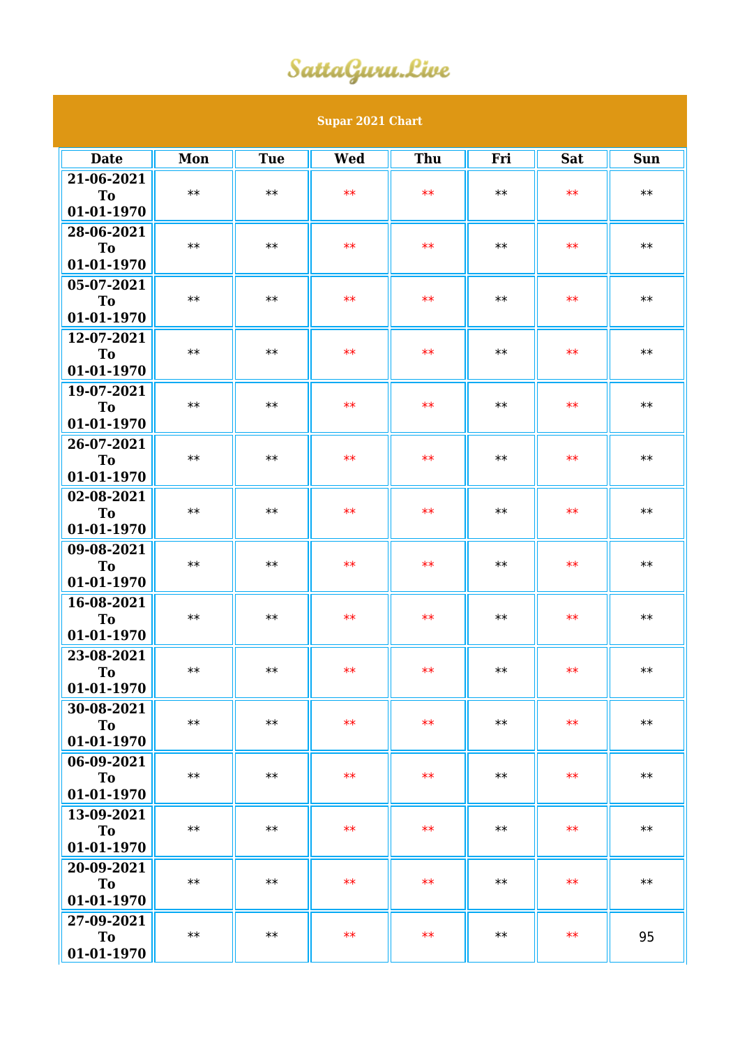# SattaGuru.Live

## Supar 2021 Chart

| Date | Mon | Tue | Wed | Thu | Fri | Sat | Sun |
|---|---|---|---|---|---|---|---|
| 21-06-2021 To 01-01-1970 | ** | ** | ** | ** | ** | ** | ** |
| 28-06-2021 To 01-01-1970 | ** | ** | ** | ** | ** | ** | ** |
| 05-07-2021 To 01-01-1970 | ** | ** | ** | ** | ** | ** | ** |
| 12-07-2021 To 01-01-1970 | ** | ** | ** | ** | ** | ** | ** |
| 19-07-2021 To 01-01-1970 | ** | ** | ** | ** | ** | ** | ** |
| 26-07-2021 To 01-01-1970 | ** | ** | ** | ** | ** | ** | ** |
| 02-08-2021 To 01-01-1970 | ** | ** | ** | ** | ** | ** | ** |
| 09-08-2021 To 01-01-1970 | ** | ** | ** | ** | ** | ** | ** |
| 16-08-2021 To 01-01-1970 | ** | ** | ** | ** | ** | ** | ** |
| 23-08-2021 To 01-01-1970 | ** | ** | ** | ** | ** | ** | ** |
| 30-08-2021 To 01-01-1970 | ** | ** | ** | ** | ** | ** | ** |
| 06-09-2021 To 01-01-1970 | ** | ** | ** | ** | ** | ** | ** |
| 13-09-2021 To 01-01-1970 | ** | ** | ** | ** | ** | ** | ** |
| 20-09-2021 To 01-01-1970 | ** | ** | ** | ** | ** | ** | ** |
| 27-09-2021 To 01-01-1970 | ** | ** | ** | ** | ** | ** | 95 |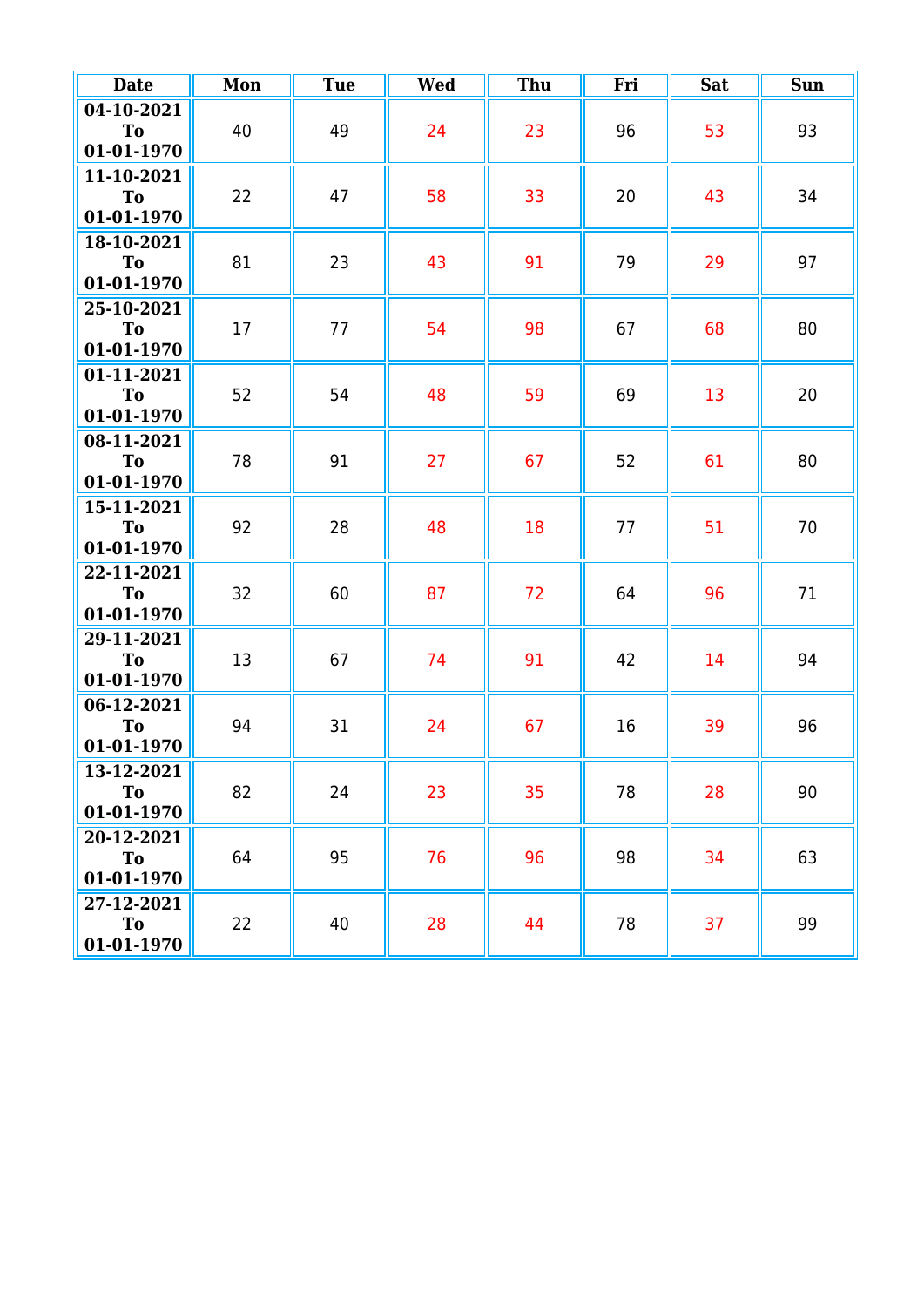| Date | Mon | Tue | Wed | Thu | Fri | Sat | Sun |
|---|---|---|---|---|---|---|---|
| **04-10-2021 To 01-01-1970** | 40 | 49 | 24 | 23 | 96 | 53 | 93 |
| **11-10-2021 To 01-01-1970** | 22 | 47 | 58 | 33 | 20 | 43 | 34 |
| **18-10-2021 To 01-01-1970** | 81 | 23 | 43 | 91 | 79 | 29 | 97 |
| **25-10-2021 To 01-01-1970** | 17 | 77 | 54 | 98 | 67 | 68 | 80 |
| **01-11-2021 To 01-01-1970** | 52 | 54 | 48 | 59 | 69 | 13 | 20 |
| **08-11-2021 To 01-01-1970** | 78 | 91 | 27 | 67 | 52 | 61 | 80 |
| **15-11-2021 To 01-01-1970** | 92 | 28 | 48 | 18 | 77 | 51 | 70 |
| **22-11-2021 To 01-01-1970** | 32 | 60 | 87 | 72 | 64 | 96 | 71 |
| **29-11-2021 To 01-01-1970** | 13 | 67 | 74 | 91 | 42 | 14 | 94 |
| **06-12-2021 To 01-01-1970** | 94 | 31 | 24 | 67 | 16 | 39 | 96 |
| **13-12-2021 To 01-01-1970** | 82 | 24 | 23 | 35 | 78 | 28 | 90 |
| **20-12-2021 To 01-01-1970** | 64 | 95 | 76 | 96 | 98 | 34 | 63 |
| **27-12-2021 To 01-01-1970** | 22 | 40 | 28 | 44 | 78 | 37 | 99 |